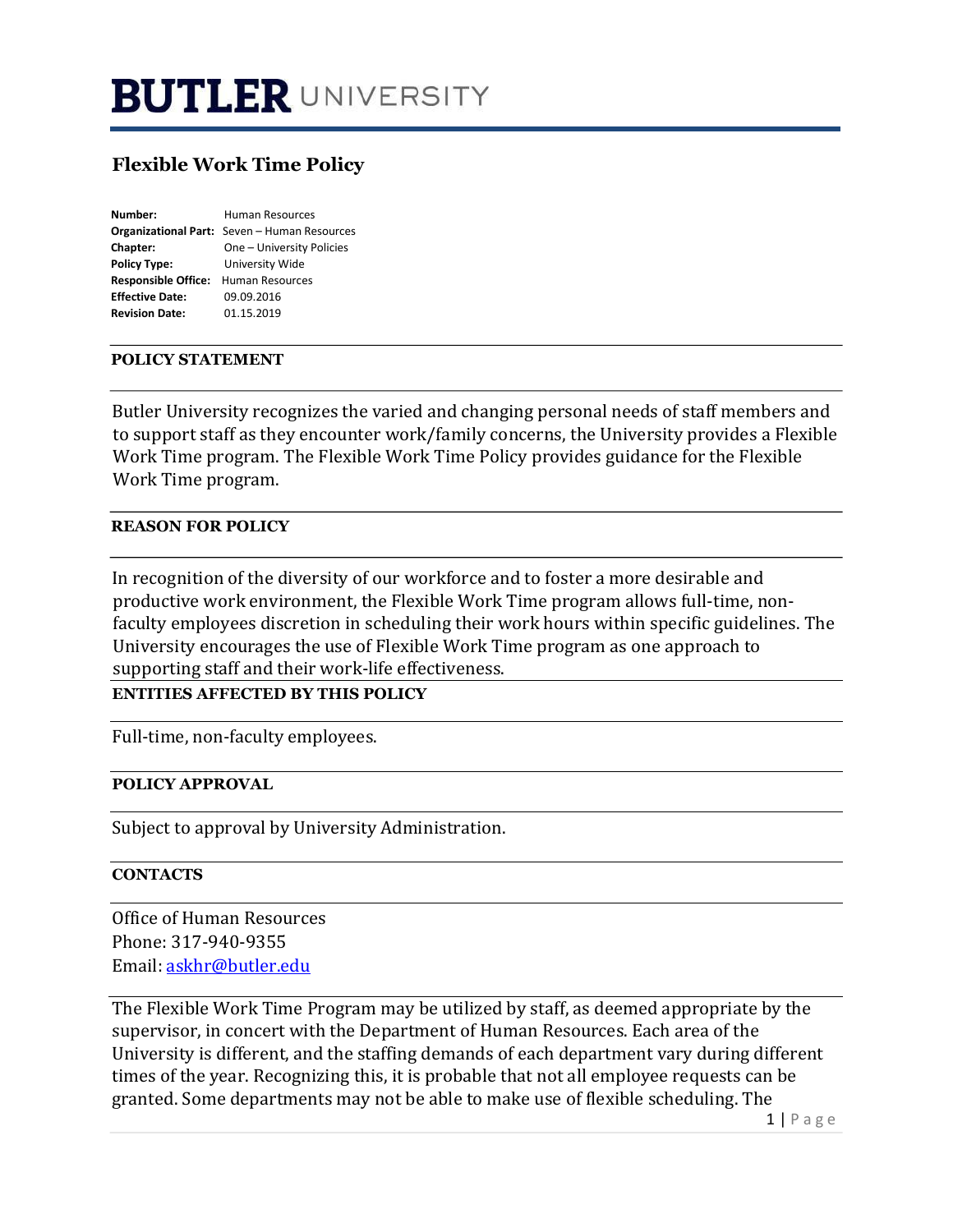# BUTLER UNIVERSITY

## Flexible Work Time Policy

**Number:** Human Resources
**Organizational Part:** Seven – Human Resources
**Chapter:** One – University Policies
**Policy Type:** University Wide
**Responsible Office:** Human Resources
**Effective Date:** 09.09.2016
**Revision Date:** 01.15.2019

### POLICY STATEMENT

Butler University recognizes the varied and changing personal needs of staff members and to support staff as they encounter work/family concerns, the University provides a Flexible Work Time program. The Flexible Work Time Policy provides guidance for the Flexible Work Time program.

### REASON FOR POLICY

In recognition of the diversity of our workforce and to foster a more desirable and productive work environment, the Flexible Work Time program allows full-time, non-faculty employees discretion in scheduling their work hours within specific guidelines. The University encourages the use of Flexible Work Time program as one approach to supporting staff and their work-life effectiveness.

### ENTITIES AFFECTED BY THIS POLICY

Full-time, non-faculty employees.

### POLICY APPROVAL

Subject to approval by University Administration.

### CONTACTS

Office of Human Resources
Phone: 317-940-9355
Email: askhr@butler.edu

The Flexible Work Time Program may be utilized by staff, as deemed appropriate by the supervisor, in concert with the Department of Human Resources. Each area of the University is different, and the staffing demands of each department vary during different times of the year. Recognizing this, it is probable that not all employee requests can be granted. Some departments may not be able to make use of flexible scheduling. The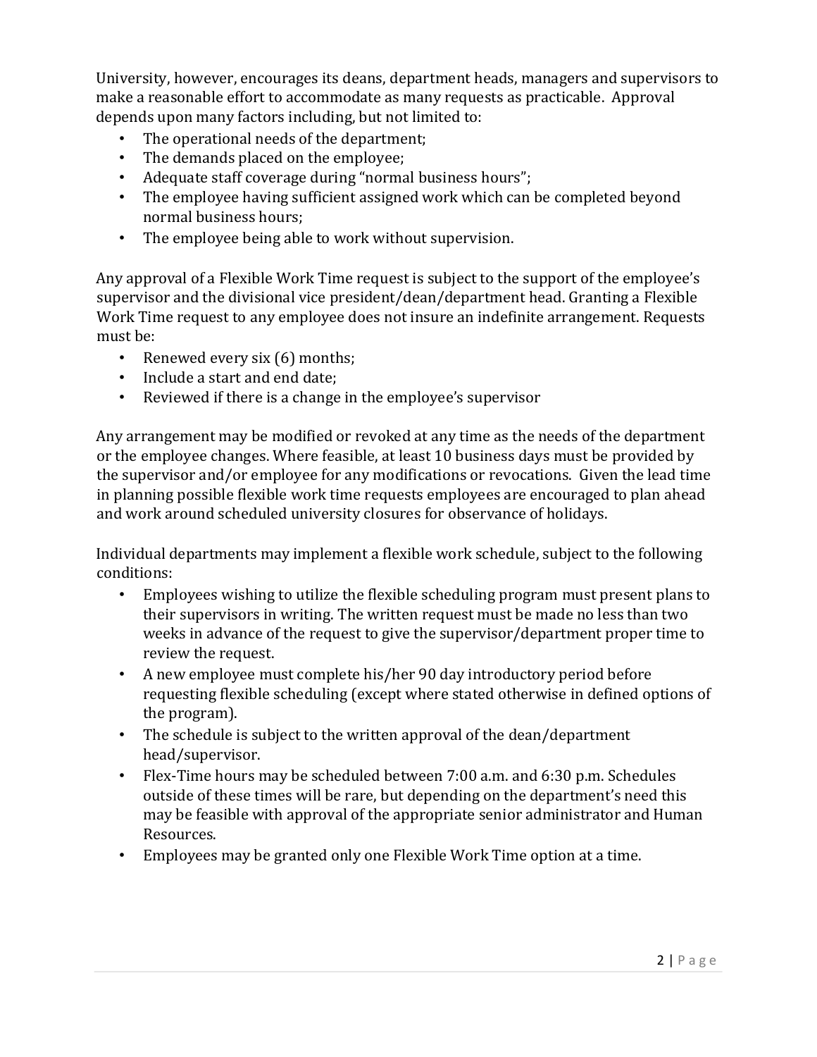University, however, encourages its deans, department heads, managers and supervisors to make a reasonable effort to accommodate as many requests as practicable. Approval depends upon many factors including, but not limited to:

- The operational needs of the department;
- The demands placed on the employee;
- Adequate staff coverage during "normal business hours";
- The employee having sufficient assigned work which can be completed beyond normal business hours;
- The employee being able to work without supervision.

Any approval of a Flexible Work Time request is subject to the support of the employee's supervisor and the divisional vice president/dean/department head. Granting a Flexible Work Time request to any employee does not insure an indefinite arrangement. Requests must be:

- Renewed every six (6) months;
- Include a start and end date;
- Reviewed if there is a change in the employee's supervisor

Any arrangement may be modified or revoked at any time as the needs of the department or the employee changes. Where feasible, at least 10 business days must be provided by the supervisor and/or employee for any modifications or revocations. Given the lead time in planning possible flexible work time requests employees are encouraged to plan ahead and work around scheduled university closures for observance of holidays.

Individual departments may implement a flexible work schedule, subject to the following conditions:

- Employees wishing to utilize the flexible scheduling program must present plans to their supervisors in writing. The written request must be made no less than two weeks in advance of the request to give the supervisor/department proper time to review the request.
- A new employee must complete his/her 90 day introductory period before requesting flexible scheduling (except where stated otherwise in defined options of the program).
- The schedule is subject to the written approval of the dean/department head/supervisor.
- Flex-Time hours may be scheduled between 7:00 a.m. and 6:30 p.m. Schedules outside of these times will be rare, but depending on the department's need this may be feasible with approval of the appropriate senior administrator and Human Resources.
- Employees may be granted only one Flexible Work Time option at a time.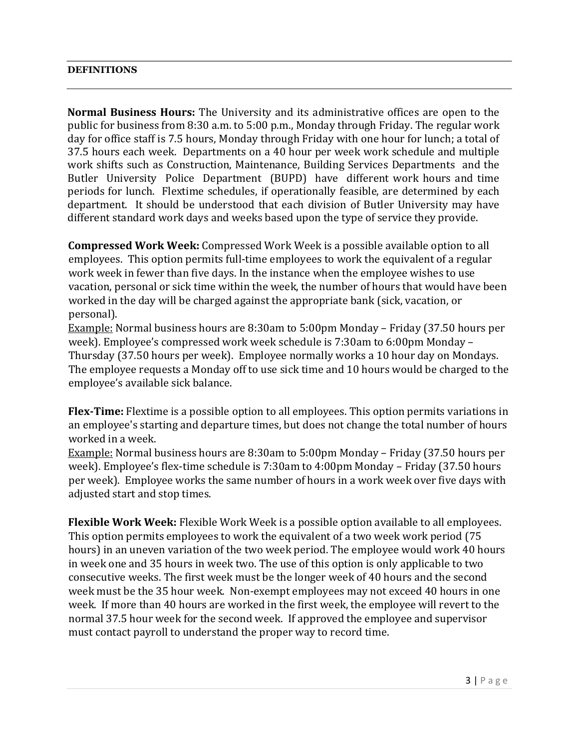## DEFINITIONS

**Normal Business Hours:** The University and its administrative offices are open to the public for business from 8:30 a.m. to 5:00 p.m., Monday through Friday. The regular work day for office staff is 7.5 hours, Monday through Friday with one hour for lunch; a total of 37.5 hours each week. Departments on a 40 hour per week work schedule and multiple work shifts such as Construction, Maintenance, Building Services Departments and the Butler University Police Department (BUPD) have different work hours and time periods for lunch. Flextime schedules, if operationally feasible, are determined by each department. It should be understood that each division of Butler University may have different standard work days and weeks based upon the type of service they provide.

**Compressed Work Week:** Compressed Work Week is a possible available option to all employees. This option permits full-time employees to work the equivalent of a regular work week in fewer than five days. In the instance when the employee wishes to use vacation, personal or sick time within the week, the number of hours that would have been worked in the day will be charged against the appropriate bank (sick, vacation, or personal).
Example: Normal business hours are 8:30am to 5:00pm Monday – Friday (37.50 hours per week). Employee's compressed work week schedule is 7:30am to 6:00pm Monday – Thursday (37.50 hours per week). Employee normally works a 10 hour day on Mondays. The employee requests a Monday off to use sick time and 10 hours would be charged to the employee's available sick balance.

**Flex-Time:** Flextime is a possible option to all employees. This option permits variations in an employee's starting and departure times, but does not change the total number of hours worked in a week.
Example: Normal business hours are 8:30am to 5:00pm Monday – Friday (37.50 hours per week). Employee's flex-time schedule is 7:30am to 4:00pm Monday – Friday (37.50 hours per week). Employee works the same number of hours in a work week over five days with adjusted start and stop times.

**Flexible Work Week:** Flexible Work Week is a possible option available to all employees. This option permits employees to work the equivalent of a two week work period (75 hours) in an uneven variation of the two week period. The employee would work 40 hours in week one and 35 hours in week two. The use of this option is only applicable to two consecutive weeks. The first week must be the longer week of 40 hours and the second week must be the 35 hour week. Non-exempt employees may not exceed 40 hours in one week. If more than 40 hours are worked in the first week, the employee will revert to the normal 37.5 hour week for the second week. If approved the employee and supervisor must contact payroll to understand the proper way to record time.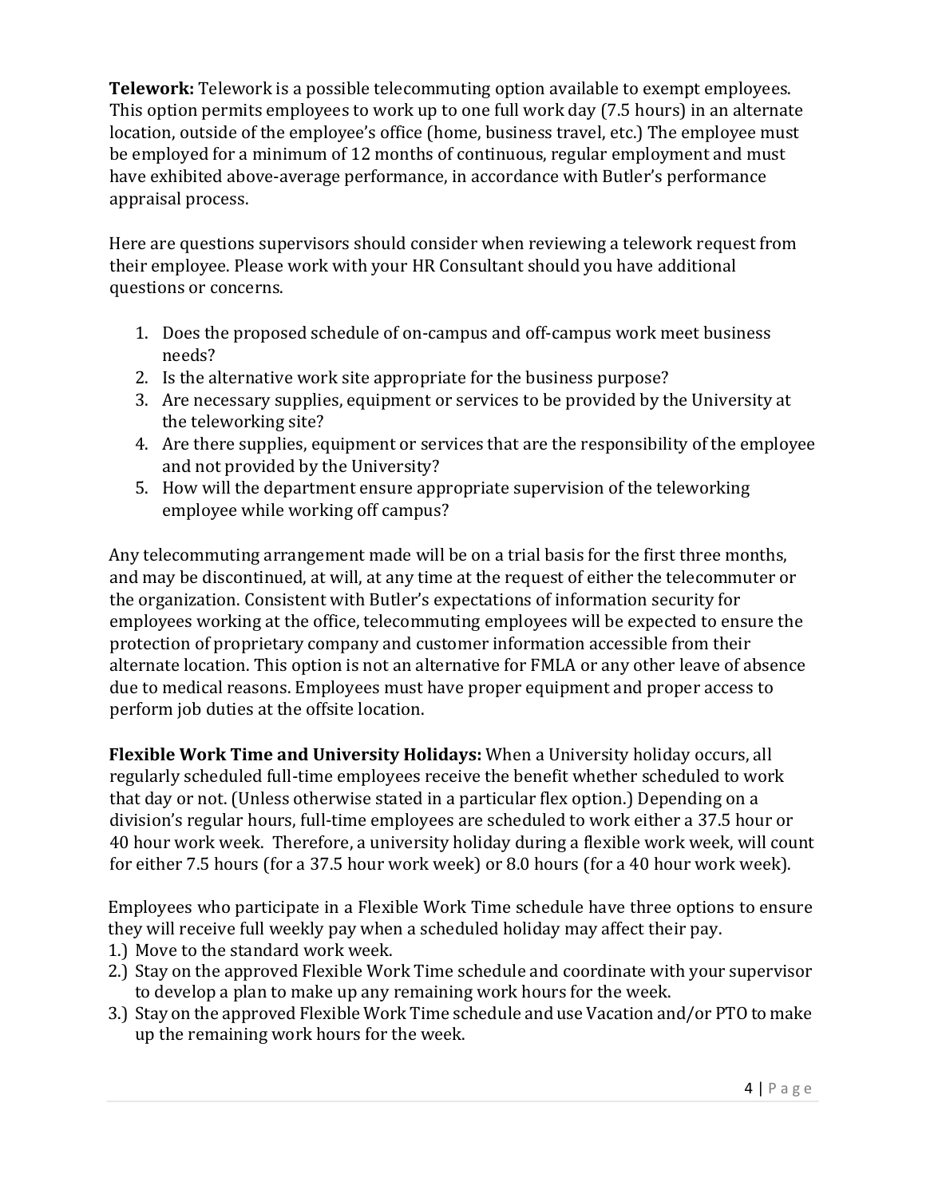**Telework:** Telework is a possible telecommuting option available to exempt employees. This option permits employees to work up to one full work day (7.5 hours) in an alternate location, outside of the employee's office (home, business travel, etc.) The employee must be employed for a minimum of 12 months of continuous, regular employment and must have exhibited above-average performance, in accordance with Butler's performance appraisal process.

Here are questions supervisors should consider when reviewing a telework request from their employee. Please work with your HR Consultant should you have additional questions or concerns.

1. Does the proposed schedule of on-campus and off-campus work meet business needs?
2. Is the alternative work site appropriate for the business purpose?
3. Are necessary supplies, equipment or services to be provided by the University at the teleworking site?
4. Are there supplies, equipment or services that are the responsibility of the employee and not provided by the University?
5. How will the department ensure appropriate supervision of the teleworking employee while working off campus?

Any telecommuting arrangement made will be on a trial basis for the first three months, and may be discontinued, at will, at any time at the request of either the telecommuter or the organization. Consistent with Butler's expectations of information security for employees working at the office, telecommuting employees will be expected to ensure the protection of proprietary company and customer information accessible from their alternate location. This option is not an alternative for FMLA or any other leave of absence due to medical reasons. Employees must have proper equipment and proper access to perform job duties at the offsite location.

**Flexible Work Time and University Holidays:** When a University holiday occurs, all regularly scheduled full-time employees receive the benefit whether scheduled to work that day or not. (Unless otherwise stated in a particular flex option.) Depending on a division's regular hours, full-time employees are scheduled to work either a 37.5 hour or 40 hour work week. Therefore, a university holiday during a flexible work week, will count for either 7.5 hours (for a 37.5 hour work week) or 8.0 hours (for a 40 hour work week).

Employees who participate in a Flexible Work Time schedule have three options to ensure they will receive full weekly pay when a scheduled holiday may affect their pay.

1.) Move to the standard work week.
2.) Stay on the approved Flexible Work Time schedule and coordinate with your supervisor to develop a plan to make up any remaining work hours for the week.
3.) Stay on the approved Flexible Work Time schedule and use Vacation and/or PTO to make up the remaining work hours for the week.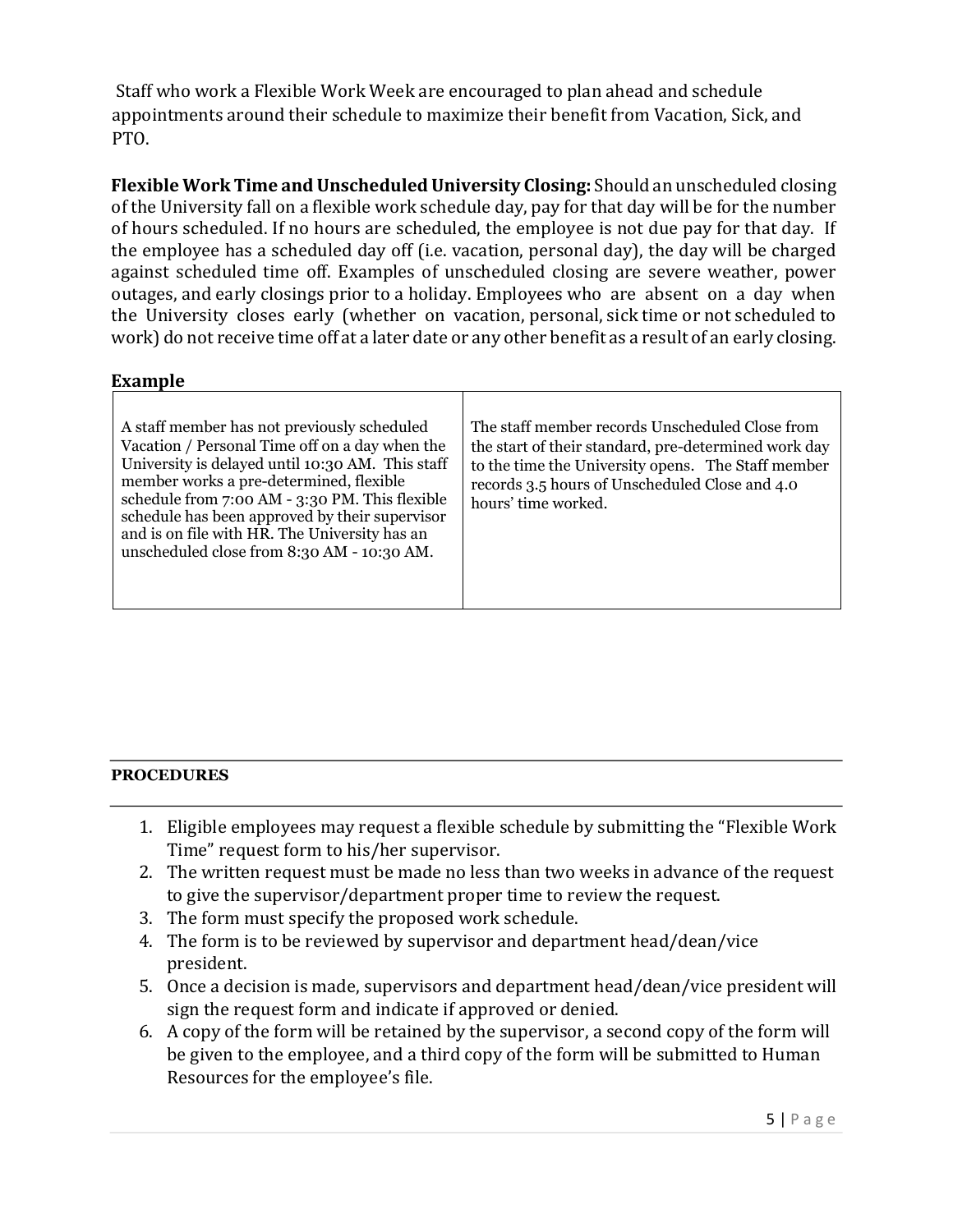Staff who work a Flexible Work Week are encouraged to plan ahead and schedule appointments around their schedule to maximize their benefit from Vacation, Sick, and PTO.

**Flexible Work Time and Unscheduled University Closing:** Should an unscheduled closing of the University fall on a flexible work schedule day, pay for that day will be for the number of hours scheduled. If no hours are scheduled, the employee is not due pay for that day. If the employee has a scheduled day off (i.e. vacation, personal day), the day will be charged against scheduled time off. Examples of unscheduled closing are severe weather, power outages, and early closings prior to a holiday. Employees who are absent on a day when the University closes early (whether on vacation, personal, sick time or not scheduled to work) do not receive time off at a later date or any other benefit as a result of an early closing.

**Example**

| | |
|---|---|
| A staff member has not previously scheduled Vacation / Personal Time off on a day when the University is delayed until 10:30 AM. This staff member works a pre-determined, flexible schedule from 7:00 AM - 3:30 PM. This flexible schedule has been approved by their supervisor and is on file with HR. The University has an unscheduled close from 8:30 AM - 10:30 AM. | The staff member records Unscheduled Close from the start of their standard, pre-determined work day to the time the University opens. The Staff member records 3.5 hours of Unscheduled Close and 4.0 hours' time worked. |

**PROCEDURES**

1. Eligible employees may request a flexible schedule by submitting the "Flexible Work Time" request form to his/her supervisor.
2. The written request must be made no less than two weeks in advance of the request to give the supervisor/department proper time to review the request.
3. The form must specify the proposed work schedule.
4. The form is to be reviewed by supervisor and department head/dean/vice president.
5. Once a decision is made, supervisors and department head/dean/vice president will sign the request form and indicate if approved or denied.
6. A copy of the form will be retained by the supervisor, a second copy of the form will be given to the employee, and a third copy of the form will be submitted to Human Resources for the employee's file.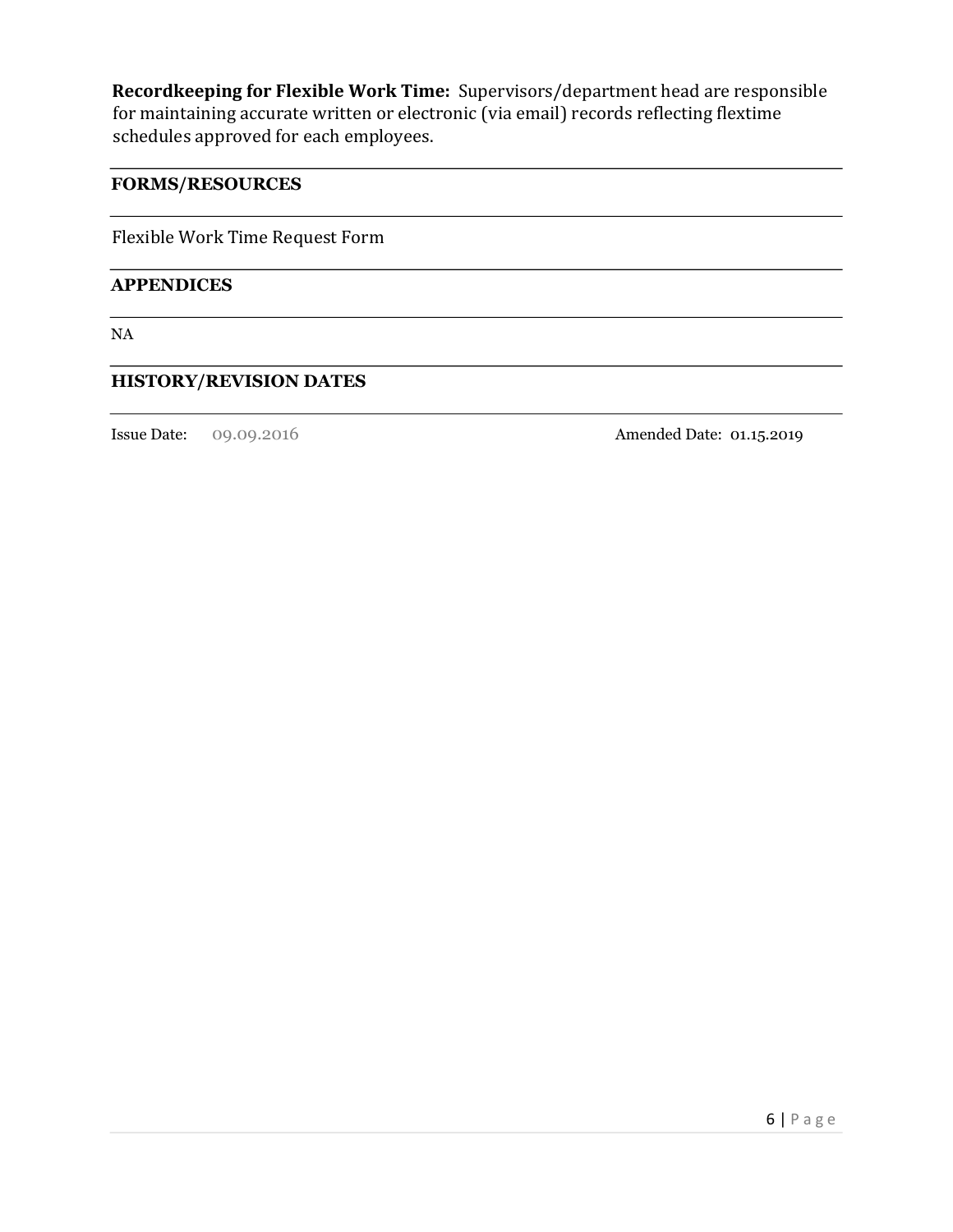**Recordkeeping for Flexible Work Time:** Supervisors/department head are responsible for maintaining accurate written or electronic (via email) records reflecting flextime schedules approved for each employees.

## FORMS/RESOURCES

Flexible Work Time Request Form

## APPENDICES

NA

## HISTORY/REVISION DATES

Issue Date: 09.09.2016 Amended Date: 01.15.2019